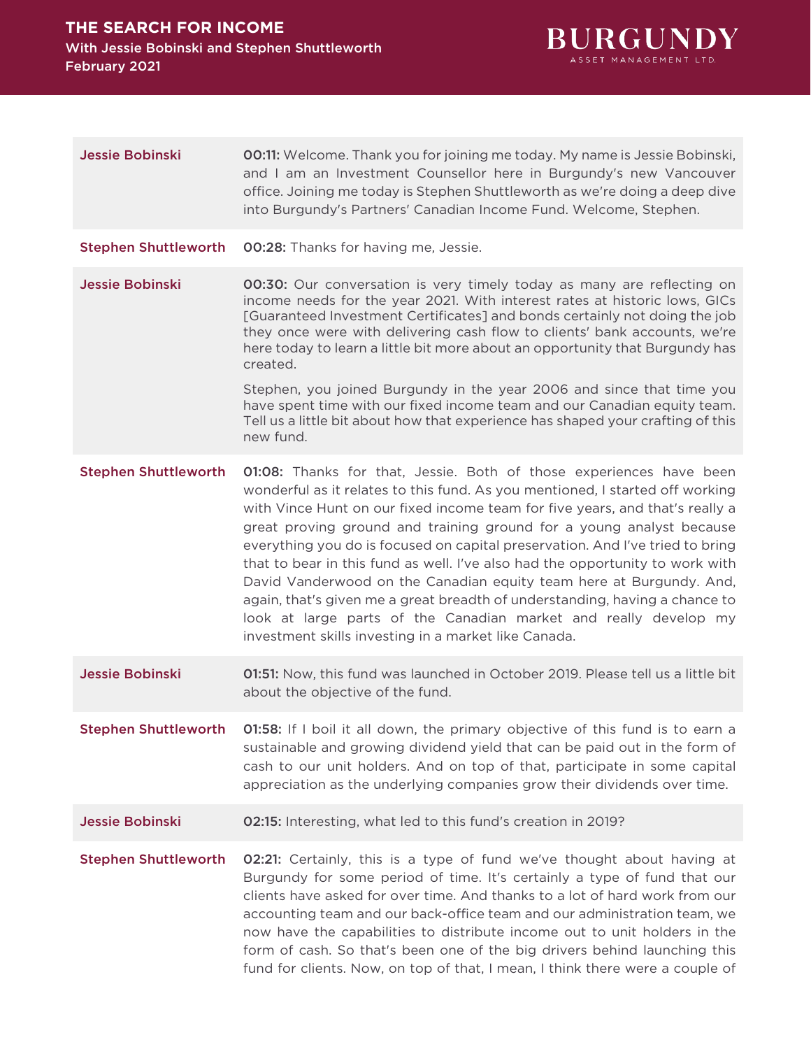# THE SEARCH FOR INCOME

With Jessie Bobinski and Stephen Shuttleworth
February 2021

BURGUNDY ASSET MANAGEMENT LTD.

| | |
|---|---|
| **Jessie Bobinski** | **00:11:** Welcome. Thank you for joining me today. My name is Jessie Bobinski, and I am an Investment Counsellor here in Burgundy's new Vancouver office. Joining me today is Stephen Shuttleworth as we're doing a deep dive into Burgundy's Partners' Canadian Income Fund. Welcome, Stephen. |
| **Stephen Shuttleworth** | **00:28:** Thanks for having me, Jessie. |
| **Jessie Bobinski** | **00:30:** Our conversation is very timely today as many are reflecting on income needs for the year 2021. With interest rates at historic lows, GICs [Guaranteed Investment Certificates] and bonds certainly not doing the job they once were with delivering cash flow to clients' bank accounts, we're here today to learn a little bit more about an opportunity that Burgundy has created.<br><br>Stephen, you joined Burgundy in the year 2006 and since that time you have spent time with our fixed income team and our Canadian equity team. Tell us a little bit about how that experience has shaped your crafting of this new fund. |
| **Stephen Shuttleworth** | **01:08:** Thanks for that, Jessie. Both of those experiences have been wonderful as it relates to this fund. As you mentioned, I started off working with Vince Hunt on our fixed income team for five years, and that's really a great proving ground and training ground for a young analyst because everything you do is focused on capital preservation. And I've tried to bring that to bear in this fund as well. I've also had the opportunity to work with David Vanderwood on the Canadian equity team here at Burgundy. And, again, that's given me a great breadth of understanding, having a chance to look at large parts of the Canadian market and really develop my investment skills investing in a market like Canada. |
| **Jessie Bobinski** | **01:51:** Now, this fund was launched in October 2019. Please tell us a little bit about the objective of the fund. |
| **Stephen Shuttleworth** | **01:58:** If I boil it all down, the primary objective of this fund is to earn a sustainable and growing dividend yield that can be paid out in the form of cash to our unit holders. And on top of that, participate in some capital appreciation as the underlying companies grow their dividends over time. |
| **Jessie Bobinski** | **02:15:** Interesting, what led to this fund's creation in 2019? |
| **Stephen Shuttleworth** | **02:21:** Certainly, this is a type of fund we've thought about having at Burgundy for some period of time. It's certainly a type of fund that our clients have asked for over time. And thanks to a lot of hard work from our accounting team and our back-office team and our administration team, we now have the capabilities to distribute income out to unit holders in the form of cash. So that's been one of the big drivers behind launching this fund for clients. Now, on top of that, I mean, I think there were a couple of |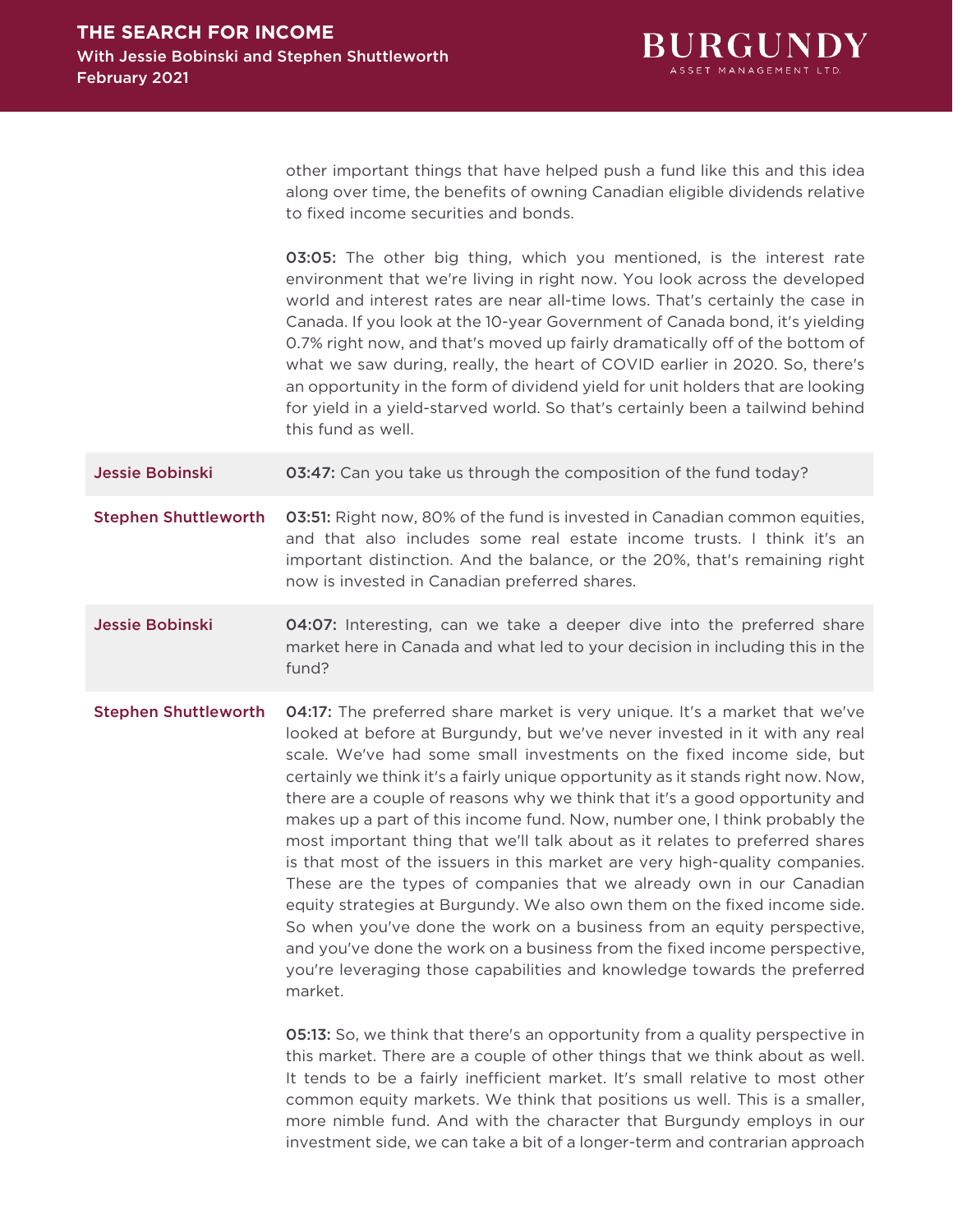other important things that have helped push a fund like this and this idea along over time, the benefits of owning Canadian eligible dividends relative to fixed income securities and bonds.

**03:05:** The other big thing, which you mentioned, is the interest rate environment that we're living in right now. You look across the developed world and interest rates are near all-time lows. That's certainly the case in Canada. If you look at the 10-year Government of Canada bond, it's yielding 0.7% right now, and that's moved up fairly dramatically off of the bottom of what we saw during, really, the heart of COVID earlier in 2020. So, there's an opportunity in the form of dividend yield for unit holders that are looking for yield in a yield-starved world. So that's certainly been a tailwind behind this fund as well.

**Jessie Bobinski** — **03:47:** Can you take us through the composition of the fund today?

**Stephen Shuttleworth** — **03:51:** Right now, 80% of the fund is invested in Canadian common equities, and that also includes some real estate income trusts. I think it's an important distinction. And the balance, or the 20%, that's remaining right now is invested in Canadian preferred shares.

**Jessie Bobinski** — **04:07:** Interesting, can we take a deeper dive into the preferred share market here in Canada and what led to your decision in including this in the fund?

**Stephen Shuttleworth** — **04:17:** The preferred share market is very unique. It's a market that we've looked at before at Burgundy, but we've never invested in it with any real scale. We've had some small investments on the fixed income side, but certainly we think it's a fairly unique opportunity as it stands right now. Now, there are a couple of reasons why we think that it's a good opportunity and makes up a part of this income fund. Now, number one, I think probably the most important thing that we'll talk about as it relates to preferred shares is that most of the issuers in this market are very high-quality companies. These are the types of companies that we already own in our Canadian equity strategies at Burgundy. We also own them on the fixed income side. So when you've done the work on a business from an equity perspective, and you've done the work on a business from the fixed income perspective, you're leveraging those capabilities and knowledge towards the preferred market.

**05:13:** So, we think that there's an opportunity from a quality perspective in this market. There are a couple of other things that we think about as well. It tends to be a fairly inefficient market. It's small relative to most other common equity markets. We think that positions us well. This is a smaller, more nimble fund. And with the character that Burgundy employs in our investment side, we can take a bit of a longer-term and contrarian approach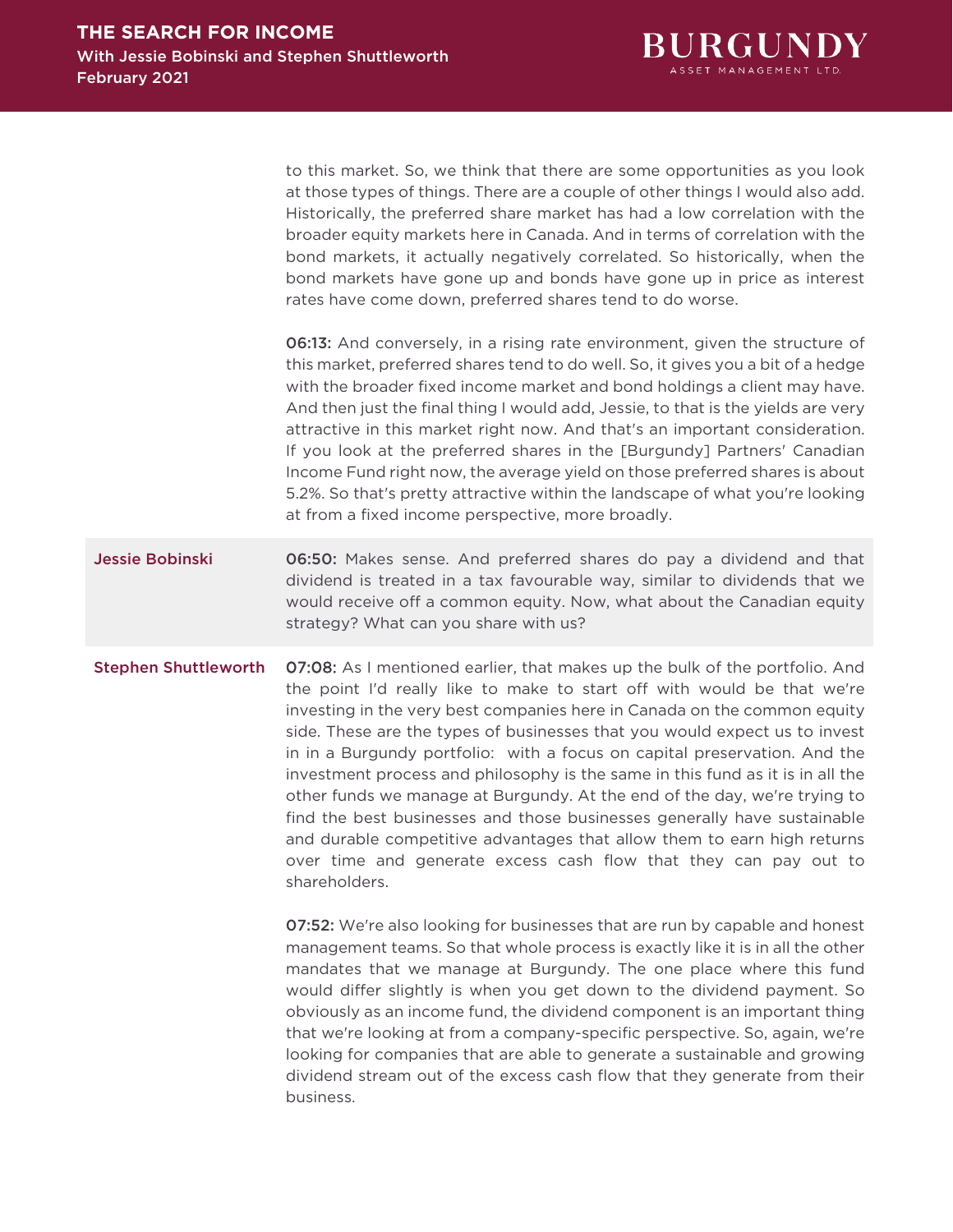to this market. So, we think that there are some opportunities as you look at those types of things. There are a couple of other things I would also add. Historically, the preferred share market has had a low correlation with the broader equity markets here in Canada. And in terms of correlation with the bond markets, it actually negatively correlated. So historically, when the bond markets have gone up and bonds have gone up in price as interest rates have come down, preferred shares tend to do worse.

**06:13:** And conversely, in a rising rate environment, given the structure of this market, preferred shares tend to do well. So, it gives you a bit of a hedge with the broader fixed income market and bond holdings a client may have. And then just the final thing I would add, Jessie, to that is the yields are very attractive in this market right now. And that's an important consideration. If you look at the preferred shares in the [Burgundy] Partners' Canadian Income Fund right now, the average yield on those preferred shares is about 5.2%. So that's pretty attractive within the landscape of what you're looking at from a fixed income perspective, more broadly.

**Jessie Bobinski**

**06:50:** Makes sense. And preferred shares do pay a dividend and that dividend is treated in a tax favourable way, similar to dividends that we would receive off a common equity. Now, what about the Canadian equity strategy? What can you share with us?

**Stephen Shuttleworth**

**07:08:** As I mentioned earlier, that makes up the bulk of the portfolio. And the point I'd really like to make to start off with would be that we're investing in the very best companies here in Canada on the common equity side. These are the types of businesses that you would expect us to invest in in a Burgundy portfolio: with a focus on capital preservation. And the investment process and philosophy is the same in this fund as it is in all the other funds we manage at Burgundy. At the end of the day, we're trying to find the best businesses and those businesses generally have sustainable and durable competitive advantages that allow them to earn high returns over time and generate excess cash flow that they can pay out to shareholders.

**07:52:** We're also looking for businesses that are run by capable and honest management teams. So that whole process is exactly like it is in all the other mandates that we manage at Burgundy. The one place where this fund would differ slightly is when you get down to the dividend payment. So obviously as an income fund, the dividend component is an important thing that we're looking at from a company-specific perspective. So, again, we're looking for companies that are able to generate a sustainable and growing dividend stream out of the excess cash flow that they generate from their business.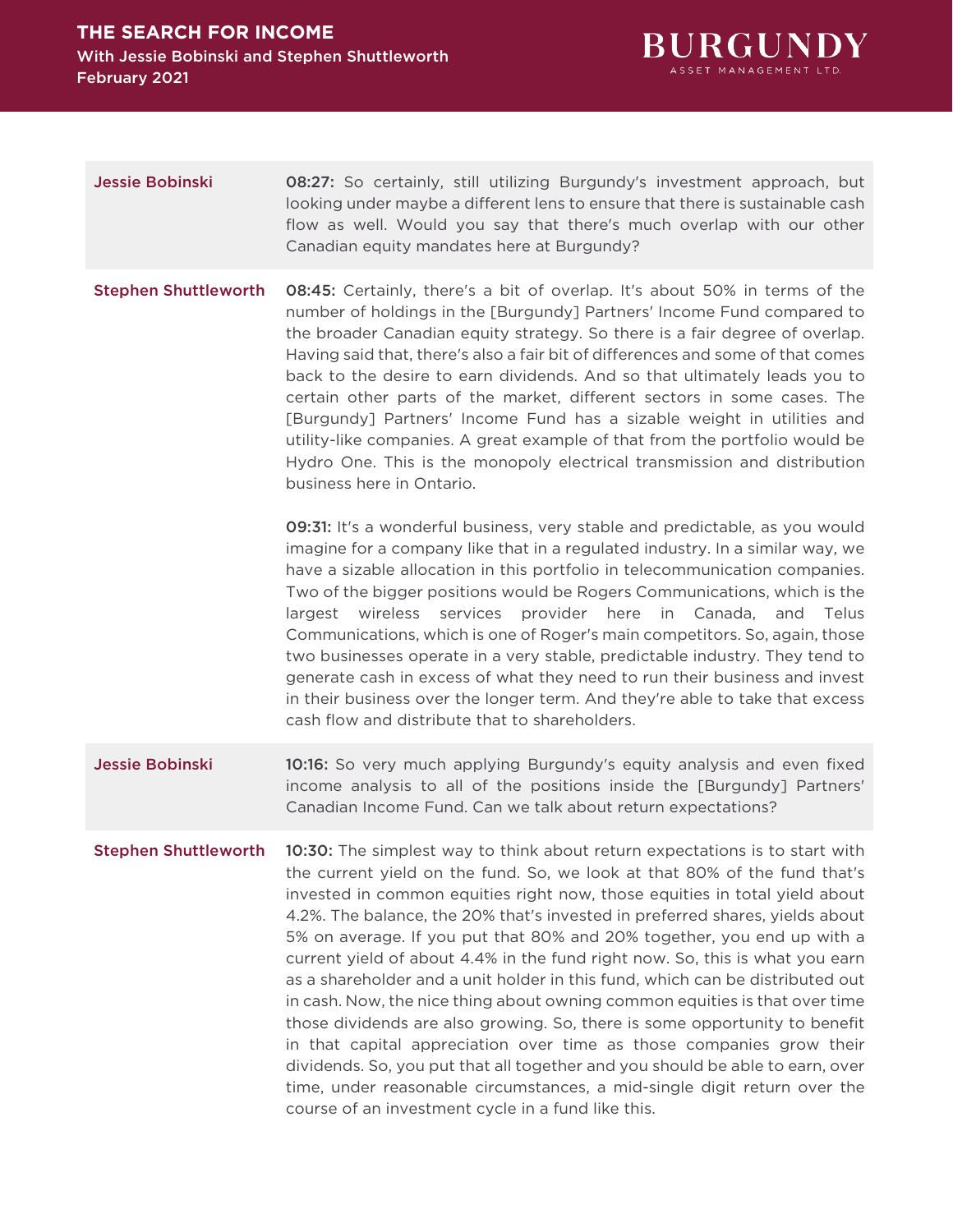**Jessie Bobinski** **08:27:** So certainly, still utilizing Burgundy's investment approach, but looking under maybe a different lens to ensure that there is sustainable cash flow as well. Would you say that there's much overlap with our other Canadian equity mandates here at Burgundy?

**Stephen Shuttleworth** **08:45:** Certainly, there's a bit of overlap. It's about 50% in terms of the number of holdings in the [Burgundy] Partners' Income Fund compared to the broader Canadian equity strategy. So there is a fair degree of overlap. Having said that, there's also a fair bit of differences and some of that comes back to the desire to earn dividends. And so that ultimately leads you to certain other parts of the market, different sectors in some cases. The [Burgundy] Partners' Income Fund has a sizable weight in utilities and utility-like companies. A great example of that from the portfolio would be Hydro One. This is the monopoly electrical transmission and distribution business here in Ontario.

**09:31:** It's a wonderful business, very stable and predictable, as you would imagine for a company like that in a regulated industry. In a similar way, we have a sizable allocation in this portfolio in telecommunication companies. Two of the bigger positions would be Rogers Communications, which is the largest wireless services provider here in Canada, and Telus Communications, which is one of Roger's main competitors. So, again, those two businesses operate in a very stable, predictable industry. They tend to generate cash in excess of what they need to run their business and invest in their business over the longer term. And they're able to take that excess cash flow and distribute that to shareholders.

**Jessie Bobinski** **10:16:** So very much applying Burgundy's equity analysis and even fixed income analysis to all of the positions inside the [Burgundy] Partners' Canadian Income Fund. Can we talk about return expectations?

**Stephen Shuttleworth** **10:30:** The simplest way to think about return expectations is to start with the current yield on the fund. So, we look at that 80% of the fund that's invested in common equities right now, those equities in total yield about 4.2%. The balance, the 20% that's invested in preferred shares, yields about 5% on average. If you put that 80% and 20% together, you end up with a current yield of about 4.4% in the fund right now. So, this is what you earn as a shareholder and a unit holder in this fund, which can be distributed out in cash. Now, the nice thing about owning common equities is that over time those dividends are also growing. So, there is some opportunity to benefit in that capital appreciation over time as those companies grow their dividends. So, you put that all together and you should be able to earn, over time, under reasonable circumstances, a mid-single digit return over the course of an investment cycle in a fund like this.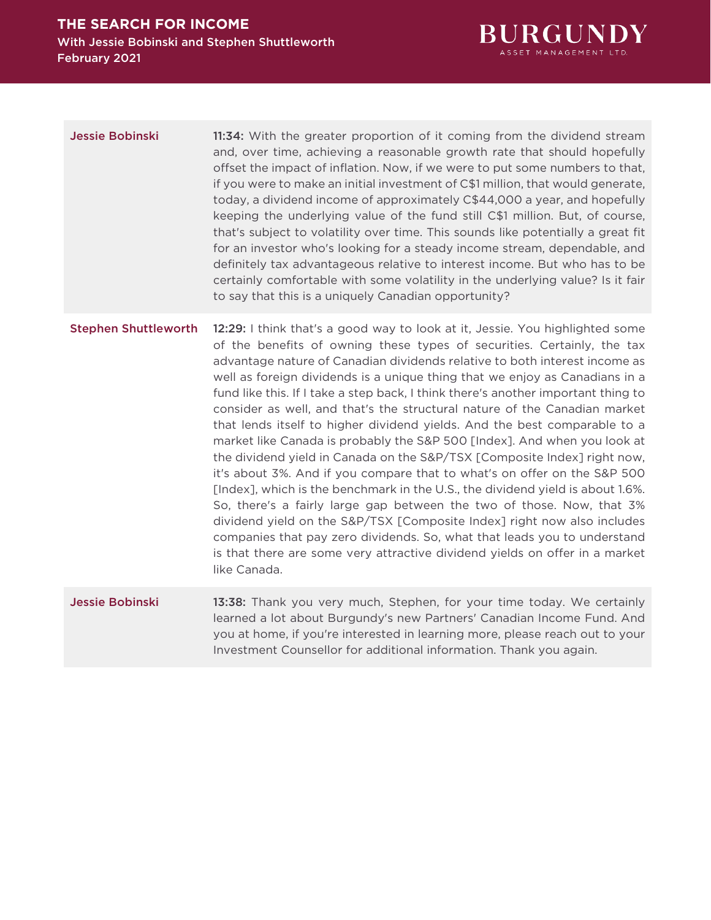**Jessie Bobinski**

**11:34:** With the greater proportion of it coming from the dividend stream and, over time, achieving a reasonable growth rate that should hopefully offset the impact of inflation. Now, if we were to put some numbers to that, if you were to make an initial investment of C$1 million, that would generate, today, a dividend income of approximately C$44,000 a year, and hopefully keeping the underlying value of the fund still C$1 million. But, of course, that's subject to volatility over time. This sounds like potentially a great fit for an investor who's looking for a steady income stream, dependable, and definitely tax advantageous relative to interest income. But who has to be certainly comfortable with some volatility in the underlying value? Is it fair to say that this is a uniquely Canadian opportunity?

**Stephen Shuttleworth**

**12:29:** I think that's a good way to look at it, Jessie. You highlighted some of the benefits of owning these types of securities. Certainly, the tax advantage nature of Canadian dividends relative to both interest income as well as foreign dividends is a unique thing that we enjoy as Canadians in a fund like this. If I take a step back, I think there's another important thing to consider as well, and that's the structural nature of the Canadian market that lends itself to higher dividend yields. And the best comparable to a market like Canada is probably the S&P 500 [Index]. And when you look at the dividend yield in Canada on the S&P/TSX [Composite Index] right now, it's about 3%. And if you compare that to what's on offer on the S&P 500 [Index], which is the benchmark in the U.S., the dividend yield is about 1.6%. So, there's a fairly large gap between the two of those. Now, that 3% dividend yield on the S&P/TSX [Composite Index] right now also includes companies that pay zero dividends. So, what that leads you to understand is that there are some very attractive dividend yields on offer in a market like Canada.

**Jessie Bobinski**

**13:38:** Thank you very much, Stephen, for your time today. We certainly learned a lot about Burgundy's new Partners' Canadian Income Fund. And you at home, if you're interested in learning more, please reach out to your Investment Counsellor for additional information. Thank you again.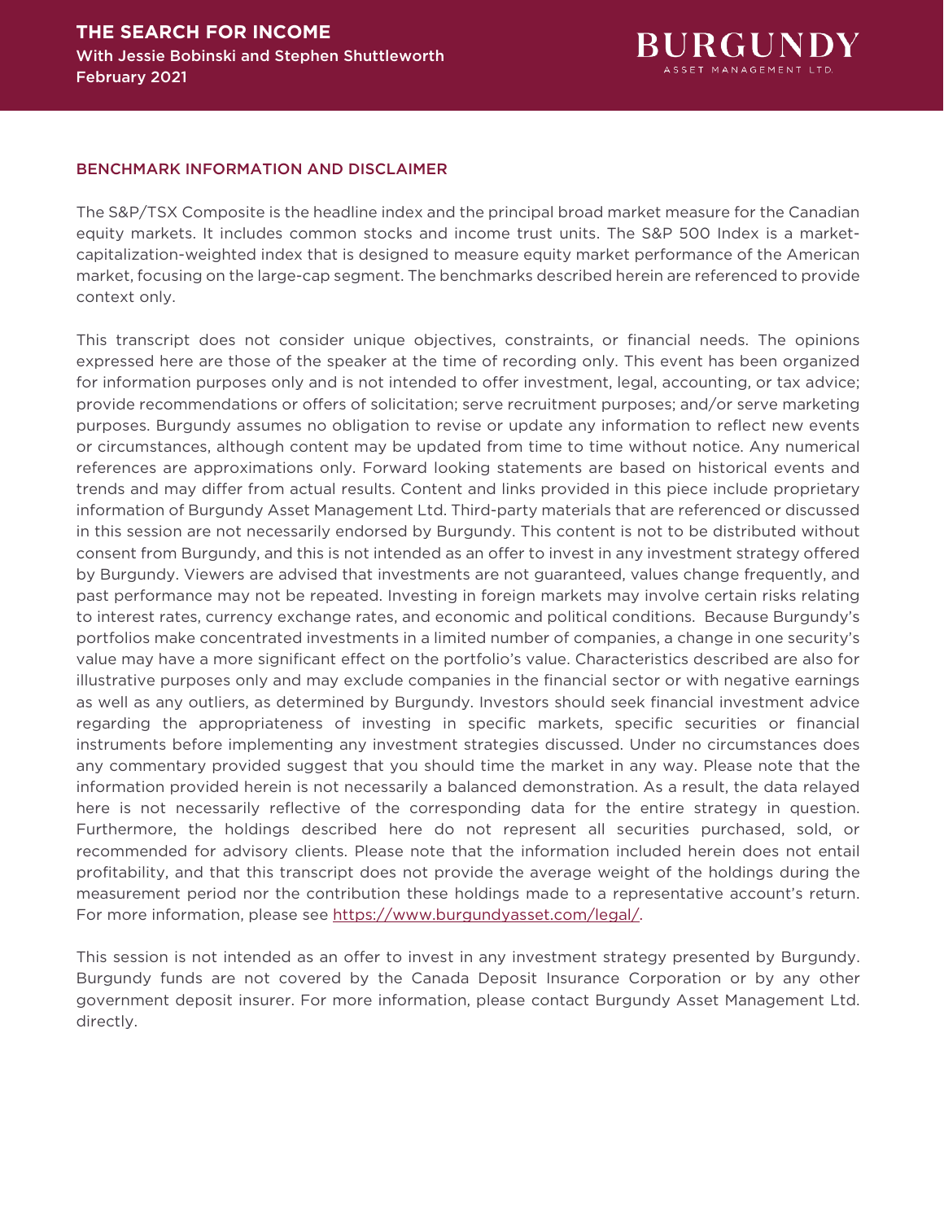## BENCHMARK INFORMATION AND DISCLAIMER

The S&P/TSX Composite is the headline index and the principal broad market measure for the Canadian equity markets. It includes common stocks and income trust units. The S&P 500 Index is a market-capitalization-weighted index that is designed to measure equity market performance of the American market, focusing on the large-cap segment. The benchmarks described herein are referenced to provide context only.

This transcript does not consider unique objectives, constraints, or financial needs. The opinions expressed here are those of the speaker at the time of recording only. This event has been organized for information purposes only and is not intended to offer investment, legal, accounting, or tax advice; provide recommendations or offers of solicitation; serve recruitment purposes; and/or serve marketing purposes. Burgundy assumes no obligation to revise or update any information to reflect new events or circumstances, although content may be updated from time to time without notice. Any numerical references are approximations only. Forward looking statements are based on historical events and trends and may differ from actual results. Content and links provided in this piece include proprietary information of Burgundy Asset Management Ltd. Third-party materials that are referenced or discussed in this session are not necessarily endorsed by Burgundy. This content is not to be distributed without consent from Burgundy, and this is not intended as an offer to invest in any investment strategy offered by Burgundy. Viewers are advised that investments are not guaranteed, values change frequently, and past performance may not be repeated. Investing in foreign markets may involve certain risks relating to interest rates, currency exchange rates, and economic and political conditions. Because Burgundy's portfolios make concentrated investments in a limited number of companies, a change in one security's value may have a more significant effect on the portfolio's value. Characteristics described are also for illustrative purposes only and may exclude companies in the financial sector or with negative earnings as well as any outliers, as determined by Burgundy. Investors should seek financial investment advice regarding the appropriateness of investing in specific markets, specific securities or financial instruments before implementing any investment strategies discussed. Under no circumstances does any commentary provided suggest that you should time the market in any way. Please note that the information provided herein is not necessarily a balanced demonstration. As a result, the data relayed here is not necessarily reflective of the corresponding data for the entire strategy in question. Furthermore, the holdings described here do not represent all securities purchased, sold, or recommended for advisory clients. Please note that the information included herein does not entail profitability, and that this transcript does not provide the average weight of the holdings during the measurement period nor the contribution these holdings made to a representative account's return. For more information, please see [https://www.burgundyasset.com/legal/](https://www.burgundyasset.com/legal/).

This session is not intended as an offer to invest in any investment strategy presented by Burgundy. Burgundy funds are not covered by the Canada Deposit Insurance Corporation or by any other government deposit insurer. For more information, please contact Burgundy Asset Management Ltd. directly.